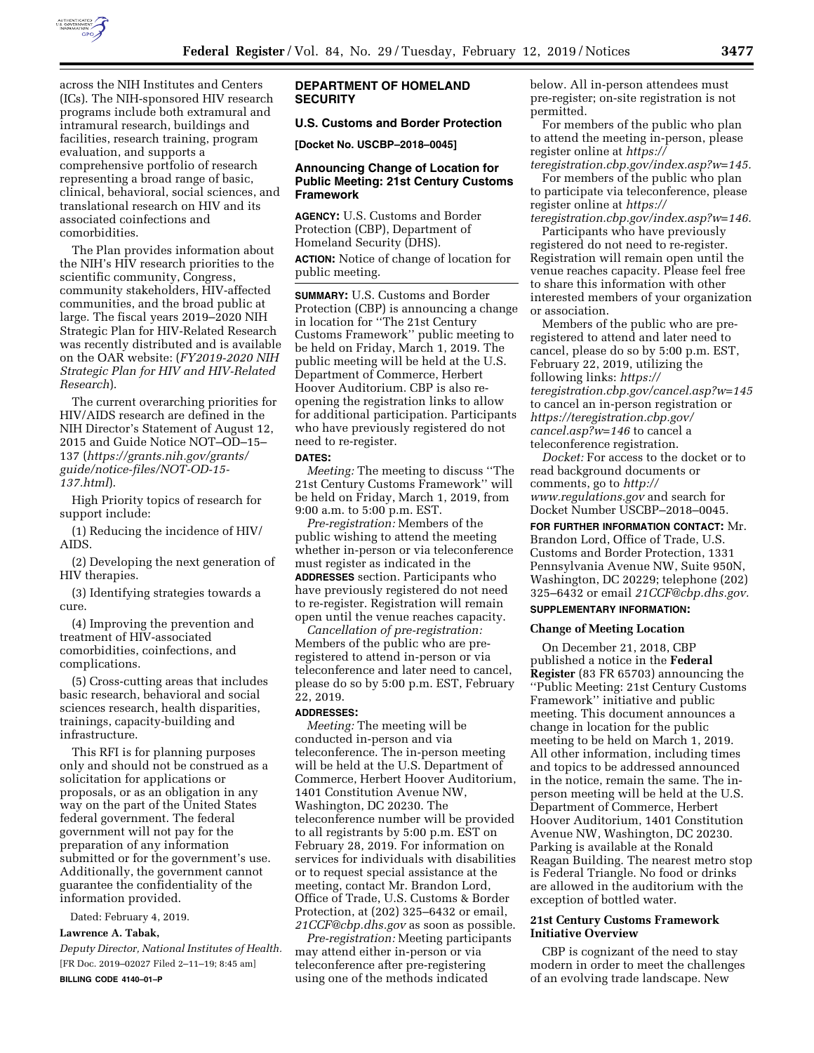across the NIH Institutes and Centers (ICs). The NIH-sponsored HIV research programs include both extramural and intramural research, buildings and facilities, research training, program evaluation, and supports a comprehensive portfolio of research representing a broad range of basic, clinical, behavioral, social sciences, and translational research on HIV and its associated coinfections and comorbidities.

The Plan provides information about the NIH's HIV research priorities to the scientific community, Congress, community stakeholders, HIV-affected communities, and the broad public at large. The fiscal years 2019–2020 NIH Strategic Plan for HIV-Related Research was recently distributed and is available on the OAR website: (*FY2019-2020 NIH Strategic Plan for HIV and HIV-Related Research*).

The current overarching priorities for HIV/AIDS research are defined in the NIH Director's Statement of August 12, 2015 and Guide Notice NOT–OD–15–137 (*https://grants.nih.gov/grants/guide/notice-files/NOT-OD-15-137.html*).

High Priority topics of research for support include:

(1) Reducing the incidence of HIV/AIDS.

(2) Developing the next generation of HIV therapies.

(3) Identifying strategies towards a cure.

(4) Improving the prevention and treatment of HIV-associated comorbidities, coinfections, and complications.

(5) Cross-cutting areas that includes basic research, behavioral and social sciences research, health disparities, trainings, capacity-building and infrastructure.

This RFI is for planning purposes only and should not be construed as a solicitation for applications or proposals, or as an obligation in any way on the part of the United States federal government. The federal government will not pay for the preparation of any information submitted or for the government's use. Additionally, the government cannot guarantee the confidentiality of the information provided.

Dated: February 4, 2019.

**Lawrence A. Tabak,**

*Deputy Director, National Institutes of Health.*

[FR Doc. 2019–02027 Filed 2–11–19; 8:45 am]

**BILLING CODE 4140–01–P**

## DEPARTMENT OF HOMELAND SECURITY

### U.S. Customs and Border Protection

**[Docket No. USCBP–2018–0045]**

### Announcing Change of Location for Public Meeting: 21st Century Customs Framework

**AGENCY:** U.S. Customs and Border Protection (CBP), Department of Homeland Security (DHS).

**ACTION:** Notice of change of location for public meeting.

**SUMMARY:** U.S. Customs and Border Protection (CBP) is announcing a change in location for "The 21st Century Customs Framework" public meeting to be held on Friday, March 1, 2019. The public meeting will be held at the U.S. Department of Commerce, Herbert Hoover Auditorium. CBP is also re-opening the registration links to allow for additional participation. Participants who have previously registered do not need to re-register.

**DATES:**

*Meeting:* The meeting to discuss "The 21st Century Customs Framework" will be held on Friday, March 1, 2019, from 9:00 a.m. to 5:00 p.m. EST.

*Pre-registration:* Members of the public wishing to attend the meeting whether in-person or via teleconference must register as indicated in the **ADDRESSES** section. Participants who have previously registered do not need to re-register. Registration will remain open until the venue reaches capacity.

*Cancellation of pre-registration:* Members of the public who are pre-registered to attend in-person or via teleconference and later need to cancel, please do so by 5:00 p.m. EST, February 22, 2019.

**ADDRESSES:**

*Meeting:* The meeting will be conducted in-person and via teleconference. The in-person meeting will be held at the U.S. Department of Commerce, Herbert Hoover Auditorium, 1401 Constitution Avenue NW, Washington, DC 20230. The teleconference number will be provided to all registrants by 5:00 p.m. EST on February 28, 2019. For information on services for individuals with disabilities or to request special assistance at the meeting, contact Mr. Brandon Lord, Office of Trade, U.S. Customs & Border Protection, at (202) 325–6432 or email, *21CCF@cbp.dhs.gov* as soon as possible.

*Pre-registration:* Meeting participants may attend either in-person or via teleconference after pre-registering using one of the methods indicated below. All in-person attendees must pre-register; on-site registration is not permitted.

For members of the public who plan to attend the meeting in-person, please register online at *https://teregistration.cbp.gov/index.asp?w=145.*

For members of the public who plan to participate via teleconference, please register online at *https://teregistration.cbp.gov/index.asp?w=146.*

Participants who have previously registered do not need to re-register. Registration will remain open until the venue reaches capacity. Please feel free to share this information with other interested members of your organization or association.

Members of the public who are pre-registered to attend and later need to cancel, please do so by 5:00 p.m. EST, February 22, 2019, utilizing the following links: *https://teregistration.cbp.gov/cancel.asp?w=145* to cancel an in-person registration or *https://teregistration.cbp.gov/cancel.asp?w=146* to cancel a teleconference registration.

*Docket:* For access to the docket or to read background documents or comments, go to *http://www.regulations.gov* and search for Docket Number USCBP–2018–0045.

**FOR FURTHER INFORMATION CONTACT:** Mr. Brandon Lord, Office of Trade, U.S. Customs and Border Protection, 1331 Pennsylvania Avenue NW, Suite 950N, Washington, DC 20229; telephone (202) 325–6432 or email *21CCF@cbp.dhs.gov.*

**SUPPLEMENTARY INFORMATION:**

#### Change of Meeting Location

On December 21, 2018, CBP published a notice in the **Federal Register** (83 FR 65703) announcing the "Public Meeting: 21st Century Customs Framework" initiative and public meeting. This document announces a change in location for the public meeting to be held on March 1, 2019. All other information, including times and topics to be addressed announced in the notice, remain the same. The in-person meeting will be held at the U.S. Department of Commerce, Herbert Hoover Auditorium, 1401 Constitution Avenue NW, Washington, DC 20230. Parking is available at the Ronald Reagan Building. The nearest metro stop is Federal Triangle. No food or drinks are allowed in the auditorium with the exception of bottled water.

#### 21st Century Customs Framework Initiative Overview

CBP is cognizant of the need to stay modern in order to meet the challenges of an evolving trade landscape. New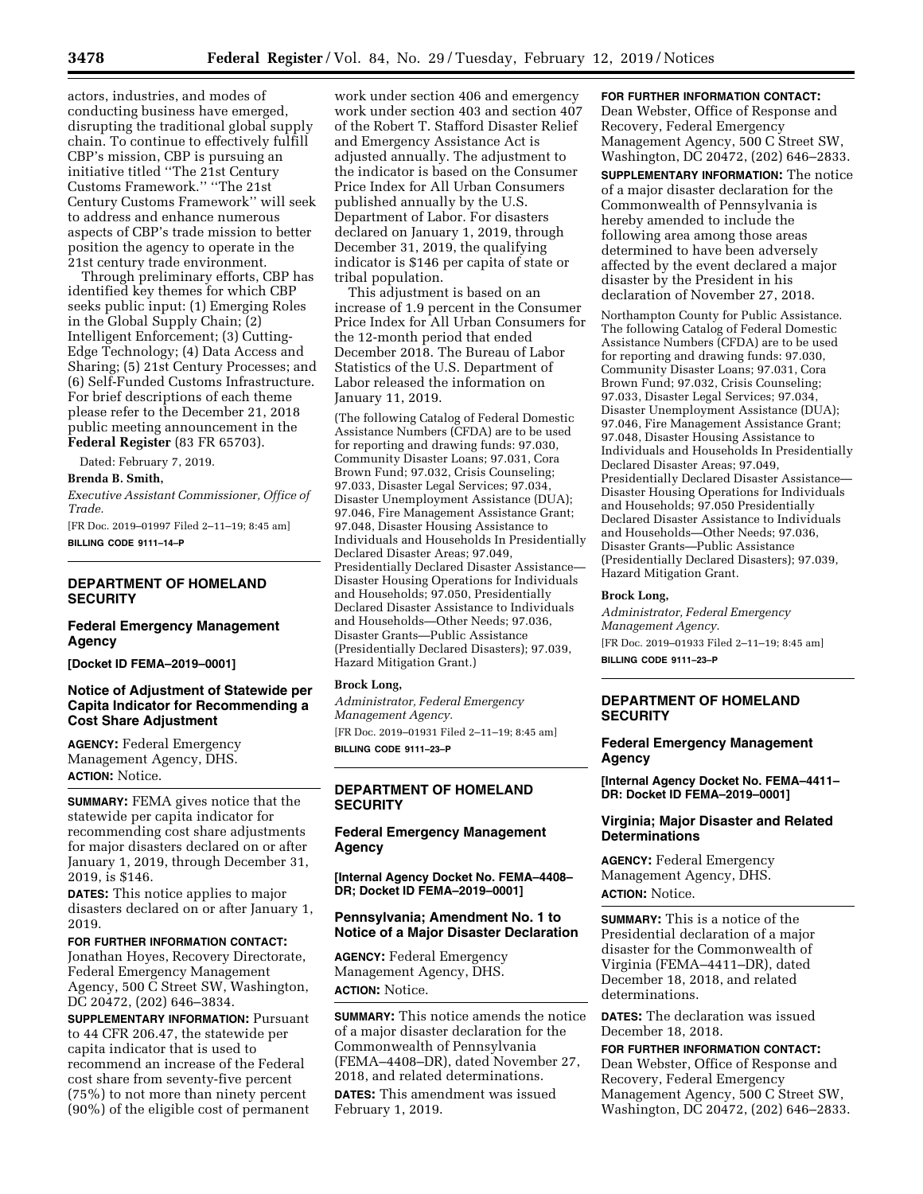actors, industries, and modes of conducting business have emerged, disrupting the traditional global supply chain. To continue to effectively fulfill CBP's mission, CBP is pursuing an initiative titled ''The 21st Century Customs Framework.'' ''The 21st Century Customs Framework'' will seek to address and enhance numerous aspects of CBP's trade mission to better position the agency to operate in the 21st century trade environment.

Through preliminary efforts, CBP has identified key themes for which CBP seeks public input: (1) Emerging Roles in the Global Supply Chain; (2) Intelligent Enforcement; (3) Cutting-Edge Technology; (4) Data Access and Sharing; (5) 21st Century Processes; and (6) Self-Funded Customs Infrastructure. For brief descriptions of each theme please refer to the December 21, 2018 public meeting announcement in the **Federal Register** (83 FR 65703).

Dated: February 7, 2019.

**Brenda B. Smith,**

*Executive Assistant Commissioner, Office of Trade.*

[FR Doc. 2019–01997 Filed 2–11–19; 8:45 am]

**BILLING CODE 9111–14–P**

## DEPARTMENT OF HOMELAND SECURITY

### Federal Emergency Management Agency

**[Docket ID FEMA–2019–0001]**

### Notice of Adjustment of Statewide per Capita Indicator for Recommending a Cost Share Adjustment

**AGENCY:** Federal Emergency Management Agency, DHS.

**ACTION:** Notice.

**SUMMARY:** FEMA gives notice that the statewide per capita indicator for recommending cost share adjustments for major disasters declared on or after January 1, 2019, through December 31, 2019, is $146.

**DATES:** This notice applies to major disasters declared on or after January 1, 2019.

**FOR FURTHER INFORMATION CONTACT:** Jonathan Hoyes, Recovery Directorate, Federal Emergency Management Agency, 500 C Street SW, Washington, DC 20472, (202) 646–3834.

**SUPPLEMENTARY INFORMATION:** Pursuant to 44 CFR 206.47, the statewide per capita indicator that is used to recommend an increase of the Federal cost share from seventy-five percent (75%) to not more than ninety percent (90%) of the eligible cost of permanent work under section 406 and emergency work under section 403 and section 407 of the Robert T. Stafford Disaster Relief and Emergency Assistance Act is adjusted annually. The adjustment to the indicator is based on the Consumer Price Index for All Urban Consumers published annually by the U.S. Department of Labor. For disasters declared on January 1, 2019, through December 31, 2019, the qualifying indicator is $146 per capita of state or tribal population.

This adjustment is based on an increase of 1.9 percent in the Consumer Price Index for All Urban Consumers for the 12-month period that ended December 2018. The Bureau of Labor Statistics of the U.S. Department of Labor released the information on January 11, 2019.

(The following Catalog of Federal Domestic Assistance Numbers (CFDA) are to be used for reporting and drawing funds: 97.030, Community Disaster Loans; 97.031, Cora Brown Fund; 97.032, Crisis Counseling; 97.033, Disaster Legal Services; 97.034, Disaster Unemployment Assistance (DUA); 97.046, Fire Management Assistance Grant; 97.048, Disaster Housing Assistance to Individuals and Households In Presidentially Declared Disaster Areas; 97.049, Presidentially Declared Disaster Assistance—Disaster Housing Operations for Individuals and Households; 97.050, Presidentially Declared Disaster Assistance to Individuals and Households—Other Needs; 97.036, Disaster Grants—Public Assistance (Presidentially Declared Disasters); 97.039, Hazard Mitigation Grant.)

**Brock Long,**

*Administrator, Federal Emergency Management Agency.*

[FR Doc. 2019–01931 Filed 2–11–19; 8:45 am]

**BILLING CODE 9111–23–P**

## DEPARTMENT OF HOMELAND SECURITY

### Federal Emergency Management Agency

**[Internal Agency Docket No. FEMA–4408–DR; Docket ID FEMA–2019–0001]**

### Pennsylvania; Amendment No. 1 to Notice of a Major Disaster Declaration

**AGENCY:** Federal Emergency Management Agency, DHS.

**ACTION:** Notice.

**SUMMARY:** This notice amends the notice of a major disaster declaration for the Commonwealth of Pennsylvania (FEMA–4408–DR), dated November 27, 2018, and related determinations.

**DATES:** This amendment was issued February 1, 2019.

**FOR FURTHER INFORMATION CONTACT:** Dean Webster, Office of Response and Recovery, Federal Emergency Management Agency, 500 C Street SW, Washington, DC 20472, (202) 646–2833.

**SUPPLEMENTARY INFORMATION:** The notice of a major disaster declaration for the Commonwealth of Pennsylvania is hereby amended to include the following area among those areas determined to have been adversely affected by the event declared a major disaster by the President in his declaration of November 27, 2018.

Northampton County for Public Assistance.

The following Catalog of Federal Domestic Assistance Numbers (CFDA) are to be used for reporting and drawing funds: 97.030, Community Disaster Loans; 97.031, Cora Brown Fund; 97.032, Crisis Counseling; 97.033, Disaster Legal Services; 97.034, Disaster Unemployment Assistance (DUA); 97.046, Fire Management Assistance Grant; 97.048, Disaster Housing Assistance to Individuals and Households In Presidentially Declared Disaster Areas; 97.049, Presidentially Declared Disaster Assistance—Disaster Housing Operations for Individuals and Households; 97.050 Presidentially Declared Disaster Assistance to Individuals and Households—Other Needs; 97.036, Disaster Grants—Public Assistance (Presidentially Declared Disasters); 97.039, Hazard Mitigation Grant.

**Brock Long,**

*Administrator, Federal Emergency Management Agency.*

[FR Doc. 2019–01933 Filed 2–11–19; 8:45 am]

**BILLING CODE 9111–23–P**

## DEPARTMENT OF HOMELAND SECURITY

### Federal Emergency Management Agency

**[Internal Agency Docket No. FEMA–4411–DR: Docket ID FEMA–2019–0001]**

### Virginia; Major Disaster and Related Determinations

**AGENCY:** Federal Emergency Management Agency, DHS.

**ACTION:** Notice.

**SUMMARY:** This is a notice of the Presidential declaration of a major disaster for the Commonwealth of Virginia (FEMA–4411–DR), dated December 18, 2018, and related determinations.

**DATES:** The declaration was issued December 18, 2018.

**FOR FURTHER INFORMATION CONTACT:** Dean Webster, Office of Response and Recovery, Federal Emergency Management Agency, 500 C Street SW, Washington, DC 20472, (202) 646–2833.